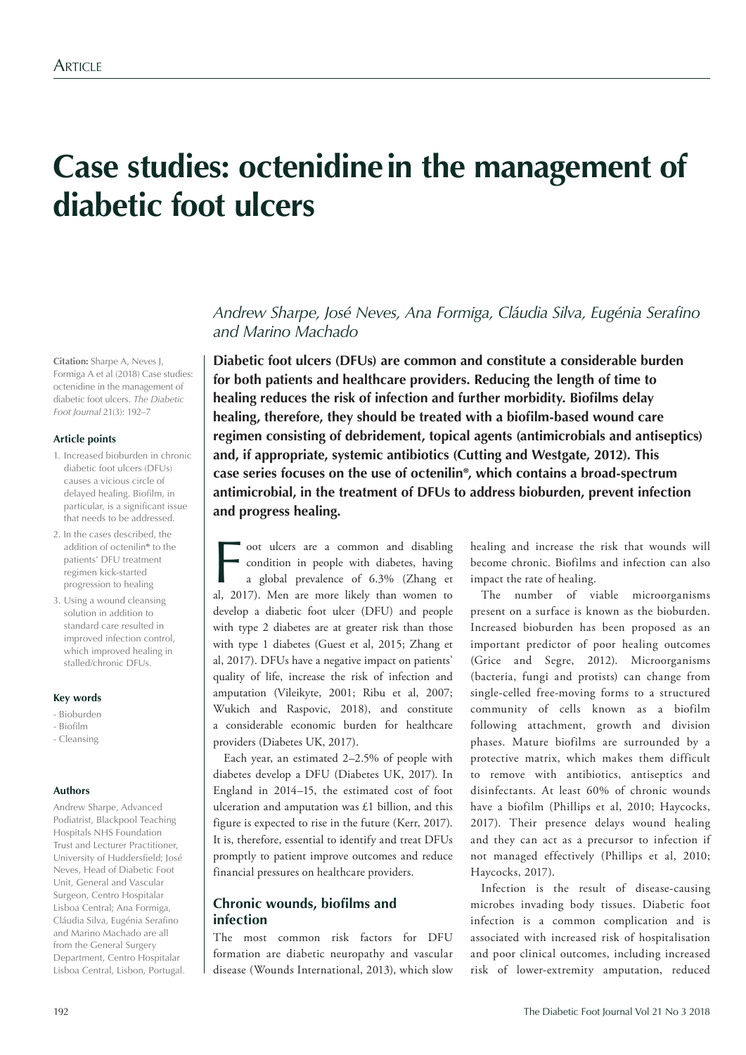# Case studies: octenidine in the management of diabetic foot ulcers

*Andrew Sharpe, José Neves, Ana Formiga, Cláudia Silva, Eugénia Serafino and Marino Machado*

**Citation:** Sharpe A, Neves J, Formiga A et al (2018) Case studies: octenidine in the management of diabetic foot ulcers. *The Diabetic Foot Journal* 21(3): 192–7

**Article points**

1. Increased bioburden in chronic diabetic foot ulcers (DFUs) causes a vicious circle of delayed healing. Biofilm, in particular, is a significant issue that needs to be addressed.
2. In the cases described, the addition of octenilin® to the patients' DFU treatment regimen kick-started progression to healing
3. Using a wound cleansing solution in addition to standard care resulted in improved infection control, which improved healing in stalled/chronic DFUs.

**Key words**

- Bioburden
- Biofilm
- Cleansing

**Authors**

Andrew Sharpe, Advanced Podiatrist, Blackpool Teaching Hospitals NHS Foundation Trust and Lecturer Practitioner, University of Huddersfield; José Neves, Head of Diabetic Foot Unit, General and Vascular Surgeon, Centro Hospitalar Lisboa Central; Ana Formiga, Cláudia Silva, Eugénia Serafino and Marino Machado are all from the General Surgery Department, Centro Hospitalar Lisboa Central, Lisbon, Portugal.

**Diabetic foot ulcers (DFUs) are common and constitute a considerable burden for both patients and healthcare providers. Reducing the length of time to healing reduces the risk of infection and further morbidity. Biofilms delay healing, therefore, they should be treated with a biofilm-based wound care regimen consisting of debridement, topical agents (antimicrobials and antiseptics) and, if appropriate, systemic antibiotics (Cutting and Westgate, 2012). This case series focuses on the use of octenilin®, which contains a broad-spectrum antimicrobial, in the treatment of DFUs to address bioburden, prevent infection and progress healing.**

Foot ulcers are a common and disabling condition in people with diabetes, having a global prevalence of 6.3% (Zhang et al, 2017). Men are more likely than women to develop a diabetic foot ulcer (DFU) and people with type 2 diabetes are at greater risk than those with type 1 diabetes (Guest et al, 2015; Zhang et al, 2017). DFUs have a negative impact on patients' quality of life, increase the risk of infection and amputation (Vileikyte, 2001; Ribu et al, 2007; Wukich and Raspovic, 2018), and constitute a considerable economic burden for healthcare providers (Diabetes UK, 2017).

Each year, an estimated 2–2.5% of people with diabetes develop a DFU (Diabetes UK, 2017). In England in 2014–15, the estimated cost of foot ulceration and amputation was £1 billion, and this figure is expected to rise in the future (Kerr, 2017). It is, therefore, essential to identify and treat DFUs promptly to patient improve outcomes and reduce financial pressures on healthcare providers.

## Chronic wounds, biofilms and infection

The most common risk factors for DFU formation are diabetic neuropathy and vascular disease (Wounds International, 2013), which slow healing and increase the risk that wounds will become chronic. Biofilms and infection can also impact the rate of healing.

The number of viable microorganisms present on a surface is known as the bioburden. Increased bioburden has been proposed as an important predictor of poor healing outcomes (Grice and Segre, 2012). Microorganisms (bacteria, fungi and protists) can change from single-celled free-moving forms to a structured community of cells known as a biofilm following attachment, growth and division phases. Mature biofilms are surrounded by a protective matrix, which makes them difficult to remove with antibiotics, antiseptics and disinfectants. At least 60% of chronic wounds have a biofilm (Phillips et al, 2010; Haycocks, 2017). Their presence delays wound healing and they can act as a precursor to infection if not managed effectively (Phillips et al, 2010; Haycocks, 2017).

Infection is the result of disease-causing microbes invading body tissues. Diabetic foot infection is a common complication and is associated with increased risk of hospitalisation and poor clinical outcomes, including increased risk of lower-extremity amputation, reduced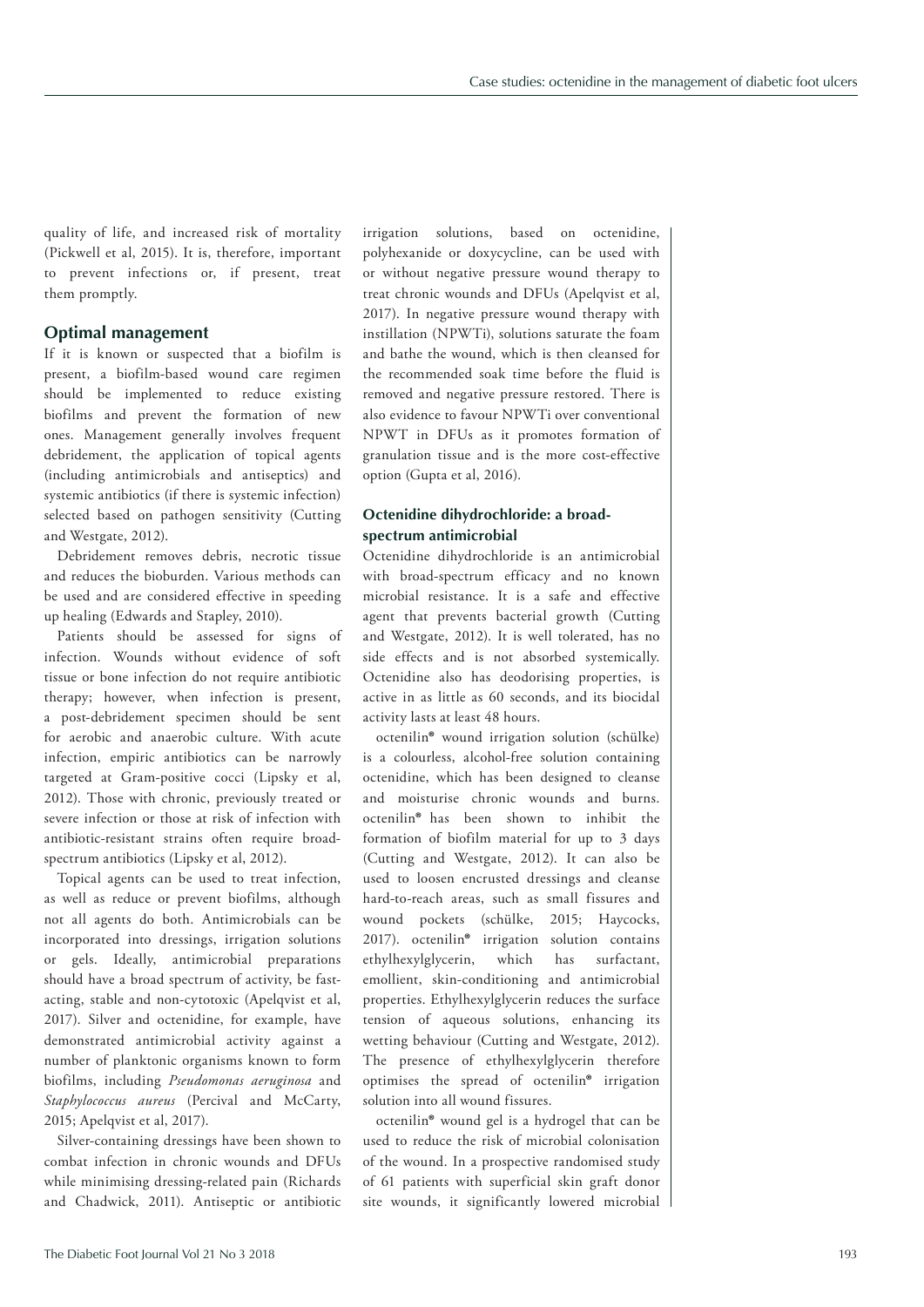quality of life, and increased risk of mortality (Pickwell et al, 2015). It is, therefore, important to prevent infections or, if present, treat them promptly.

## Optimal management

If it is known or suspected that a biofilm is present, a biofilm-based wound care regimen should be implemented to reduce existing biofilms and prevent the formation of new ones. Management generally involves frequent debridement, the application of topical agents (including antimicrobials and antiseptics) and systemic antibiotics (if there is systemic infection) selected based on pathogen sensitivity (Cutting and Westgate, 2012).

Debridement removes debris, necrotic tissue and reduces the bioburden. Various methods can be used and are considered effective in speeding up healing (Edwards and Stapley, 2010).

Patients should be assessed for signs of infection. Wounds without evidence of soft tissue or bone infection do not require antibiotic therapy; however, when infection is present, a post-debridement specimen should be sent for aerobic and anaerobic culture. With acute infection, empiric antibiotics can be narrowly targeted at Gram-positive cocci (Lipsky et al, 2012). Those with chronic, previously treated or severe infection or those at risk of infection with antibiotic-resistant strains often require broad-spectrum antibiotics (Lipsky et al, 2012).

Topical agents can be used to treat infection, as well as reduce or prevent biofilms, although not all agents do both. Antimicrobials can be incorporated into dressings, irrigation solutions or gels. Ideally, antimicrobial preparations should have a broad spectrum of activity, be fast-acting, stable and non-cytotoxic (Apelqvist et al, 2017). Silver and octenidine, for example, have demonstrated antimicrobial activity against a number of planktonic organisms known to form biofilms, including *Pseudomonas aeruginosa* and *Staphylococcus aureus* (Percival and McCarty, 2015; Apelqvist et al, 2017).

Silver-containing dressings have been shown to combat infection in chronic wounds and DFUs while minimising dressing-related pain (Richards and Chadwick, 2011). Antiseptic or antibiotic irrigation solutions, based on octenidine, polyhexanide or doxycycline, can be used with or without negative pressure wound therapy to treat chronic wounds and DFUs (Apelqvist et al, 2017). In negative pressure wound therapy with instillation (NPWTi), solutions saturate the foam and bathe the wound, which is then cleansed for the recommended soak time before the fluid is removed and negative pressure restored. There is also evidence to favour NPWTi over conventional NPWT in DFUs as it promotes formation of granulation tissue and is the more cost-effective option (Gupta et al, 2016).

### Octenidine dihydrochloride: a broad-spectrum antimicrobial

Octenidine dihydrochloride is an antimicrobial with broad-spectrum efficacy and no known microbial resistance. It is a safe and effective agent that prevents bacterial growth (Cutting and Westgate, 2012). It is well tolerated, has no side effects and is not absorbed systemically. Octenidine also has deodorising properties, is active in as little as 60 seconds, and its biocidal activity lasts at least 48 hours.

octenilin® wound irrigation solution (schülke) is a colourless, alcohol-free solution containing octenidine, which has been designed to cleanse and moisturise chronic wounds and burns. octenilin® has been shown to inhibit the formation of biofilm material for up to 3 days (Cutting and Westgate, 2012). It can also be used to loosen encrusted dressings and cleanse hard-to-reach areas, such as small fissures and wound pockets (schülke, 2015; Haycocks, 2017). octenilin® irrigation solution contains ethylhexylglycerin, which has surfactant, emollient, skin-conditioning and antimicrobial properties. Ethylhexylglycerin reduces the surface tension of aqueous solutions, enhancing its wetting behaviour (Cutting and Westgate, 2012). The presence of ethylhexylglycerin therefore optimises the spread of octenilin® irrigation solution into all wound fissures.

octenilin® wound gel is a hydrogel that can be used to reduce the risk of microbial colonisation of the wound. In a prospective randomised study of 61 patients with superficial skin graft donor site wounds, it significantly lowered microbial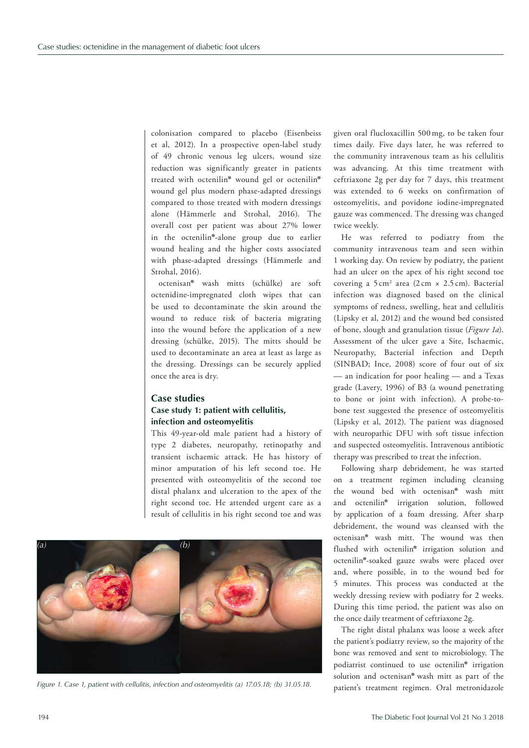colonisation compared to placebo (Eisenbeiss et al, 2012). In a prospective open-label study of 49 chronic venous leg ulcers, wound size reduction was significantly greater in patients treated with octenilin® wound gel or octenilin® wound gel plus modern phase-adapted dressings compared to those treated with modern dressings alone (Hämmerle and Strohal, 2016). The overall cost per patient was about 27% lower in the octenilin®-alone group due to earlier wound healing and the higher costs associated with phase-adapted dressings (Hämmerle and Strohal, 2016).

octenisan® wash mitts (schülke) are soft octenidine-impregnated cloth wipes that can be used to decontaminate the skin around the wound to reduce risk of bacteria migrating into the wound before the application of a new dressing (schülke, 2015). The mitts should be used to decontaminate an area at least as large as the dressing. Dressings can be securely applied once the area is dry.

## Case studies

### Case study 1: patient with cellulitis, infection and osteomyelitis

This 49-year-old male patient had a history of type 2 diabetes, neuropathy, retinopathy and transient ischaemic attack. He has history of minor amputation of his left second toe. He presented with osteomyelitis of the second toe distal phalanx and ulceration to the apex of the right second toe. He attended urgent care as a result of cellulitis in his right second toe and was given oral flucloxacillin 500 mg, to be taken four times daily. Five days later, he was referred to the community intravenous team as his cellulitis was advancing. At this time treatment with ceftriaxone 2g per day for 7 days, this treatment was extended to 6 weeks on confirmation of osteomyelitis, and povidone iodine-impregnated gauze was commenced. The dressing was changed twice weekly.

He was referred to podiatry from the community intravenous team and seen within 1 working day. On review by podiatry, the patient had an ulcer on the apex of his right second toe covering a 5 cm² area (2 cm × 2.5 cm). Bacterial infection was diagnosed based on the clinical symptoms of redness, swelling, heat and cellulitis (Lipsky et al, 2012) and the wound bed consisted of bone, slough and granulation tissue (*Figure 1a*). Assessment of the ulcer gave a Site, Ischaemic, Neuropathy, Bacterial infection and Depth (SINBAD; Ince, 2008) score of four out of six — an indication for poor healing — and a Texas grade (Lavery, 1996) of B3 (a wound penetrating to bone or joint with infection). A probe-to-bone test suggested the presence of osteomyelitis (Lipsky et al, 2012). The patient was diagnosed with neuropathic DFU with soft tissue infection and suspected osteomyelitis. Intravenous antibiotic therapy was prescribed to treat the infection.

Following sharp debridement, he was started on a treatment regimen including cleansing the wound bed with octenisan® wash mitt and octenilin® irrigation solution, followed by application of a foam dressing. After sharp debridement, the wound was cleansed with the octenisan® wash mitt. The wound was then flushed with octenilin® irrigation solution and octenilin®-soaked gauze swabs were placed over and, where possible, in to the wound bed for 5 minutes. This process was conducted at the weekly dressing review with podiatry for 2 weeks. During this time period, the patient was also on the once daily treatment of ceftriaxone 2g.

The right distal phalanx was loose a week after the patient's podiatry review, so the majority of the bone was removed and sent to microbiology. The podiatrist continued to use octenilin® irrigation solution and octenisan® wash mitt as part of the patient's treatment regimen. Oral metronidazole

*Figure 1. Case 1, patient with cellulitis, infection and osteomyelitis (a) 17.05.18; (b) 31.05.18.*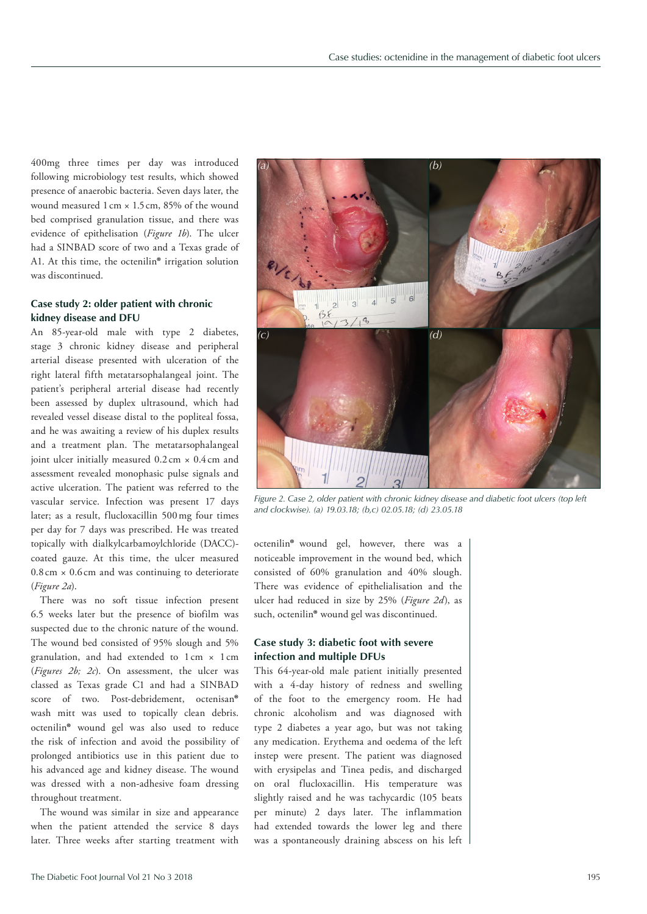400mg three times per day was introduced following microbiology test results, which showed presence of anaerobic bacteria. Seven days later, the wound measured 1 cm × 1.5 cm, 85% of the wound bed comprised granulation tissue, and there was evidence of epithelisation (*Figure 1b*). The ulcer had a SINBAD score of two and a Texas grade of A1. At this time, the octenilin® irrigation solution was discontinued.

### Case study 2: older patient with chronic kidney disease and DFU

An 85-year-old male with type 2 diabetes, stage 3 chronic kidney disease and peripheral arterial disease presented with ulceration of the right lateral fifth metatarsophalangeal joint. The patient's peripheral arterial disease had recently been assessed by duplex ultrasound, which had revealed vessel disease distal to the popliteal fossa, and he was awaiting a review of his duplex results and a treatment plan. The metatarsophalangeal joint ulcer initially measured 0.2 cm × 0.4 cm and assessment revealed monophasic pulse signals and active ulceration. The patient was referred to the vascular service. Infection was present 17 days later; as a result, flucloxacillin 500 mg four times per day for 7 days was prescribed. He was treated topically with dialkylcarbamoylchloride (DACC)-coated gauze. At this time, the ulcer measured 0.8 cm × 0.6 cm and was continuing to deteriorate (*Figure 2a*).

There was no soft tissue infection present 6.5 weeks later but the presence of biofilm was suspected due to the chronic nature of the wound. The wound bed consisted of 95% slough and 5% granulation, and had extended to 1 cm × 1 cm (*Figures 2b; 2c*). On assessment, the ulcer was classed as Texas grade C1 and had a SINBAD score of two. Post-debridement, octenisan® wash mitt was used to topically clean debris. octenilin® wound gel was also used to reduce the risk of infection and avoid the possibility of prolonged antibiotics use in this patient due to his advanced age and kidney disease. The wound was dressed with a non-adhesive foam dressing throughout treatment.

The wound was similar in size and appearance when the patient attended the service 8 days later. Three weeks after starting treatment with octenilin® wound gel, however, there was a noticeable improvement in the wound bed, which consisted of 60% granulation and 40% slough. There was evidence of epithelialisation and the ulcer had reduced in size by 25% (*Figure 2d*), as such, octenilin® wound gel was discontinued.

*Figure 2. Case 2, older patient with chronic kidney disease and diabetic foot ulcers (top left and clockwise). (a) 19.03.18; (b,c) 02.05.18; (d) 23.05.18*

### Case study 3: diabetic foot with severe infection and multiple DFUs

This 64-year-old male patient initially presented with a 4-day history of redness and swelling of the foot to the emergency room. He had chronic alcoholism and was diagnosed with type 2 diabetes a year ago, but was not taking any medication. Erythema and oedema of the left instep were present. The patient was diagnosed with erysipelas and Tinea pedis, and discharged on oral flucloxacillin. His temperature was slightly raised and he was tachycardic (105 beats per minute) 2 days later. The inflammation had extended towards the lower leg and there was a spontaneously draining abscess on his left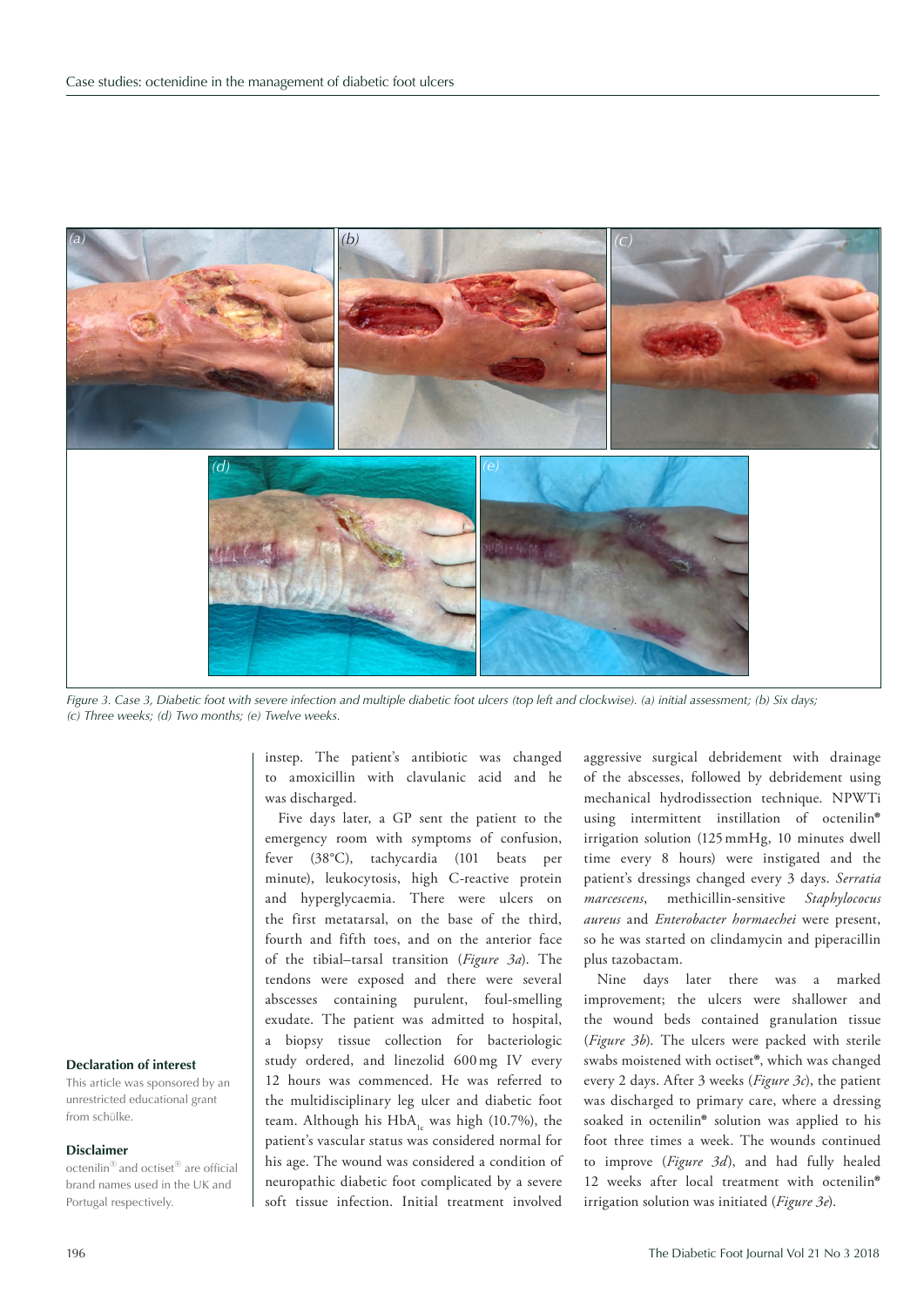Figure 3. Case 3, Diabetic foot with severe infection and multiple diabetic foot ulcers (top left and clockwise). (a) initial assessment; (b) Six days; (c) Three weeks; (d) Two months; (e) Twelve weeks.

instep. The patient's antibiotic was changed to amoxicillin with clavulanic acid and he was discharged.

Five days later, a GP sent the patient to the emergency room with symptoms of confusion, fever (38°C), tachycardia (101 beats per minute), leukocytosis, high C-reactive protein and hyperglycaemia. There were ulcers on the first metatarsal, on the base of the third, fourth and fifth toes, and on the anterior face of the tibial–tarsal transition (*Figure 3a*). The tendons were exposed and there were several abscesses containing purulent, foul-smelling exudate. The patient was admitted to hospital, a biopsy tissue collection for bacteriologic study ordered, and linezolid 600 mg IV every 12 hours was commenced. He was referred to the multidisciplinary leg ulcer and diabetic foot team. Although his $HbA_{1c}$ was high (10.7%), the patient's vascular status was considered normal for his age. The wound was considered a condition of neuropathic diabetic foot complicated by a severe soft tissue infection. Initial treatment involved aggressive surgical debridement with drainage of the abscesses, followed by debridement using mechanical hydrodissection technique. NPWTi using intermittent instillation of octenilin® irrigation solution (125 mmHg, 10 minutes dwell time every 8 hours) were instigated and the patient's dressings changed every 3 days. *Serratia marcescens*, methicillin-sensitive *Staphylococus aureus* and *Enterobacter hormaechei* were present, so he was started on clindamycin and piperacillin plus tazobactam.

Nine days later there was a marked improvement; the ulcers were shallower and the wound beds contained granulation tissue (*Figure 3b*). The ulcers were packed with sterile swabs moistened with octiset®, which was changed every 2 days. After 3 weeks (*Figure 3c*), the patient was discharged to primary care, where a dressing soaked in octenilin® solution was applied to his foot three times a week. The wounds continued to improve (*Figure 3d*), and had fully healed 12 weeks after local treatment with octenilin® irrigation solution was initiated (*Figure 3e*).

**Declaration of interest**

This article was sponsored by an unrestricted educational grant from schülke.

**Disclaimer**

octenilin® and octiset® are official brand names used in the UK and Portugal respectively.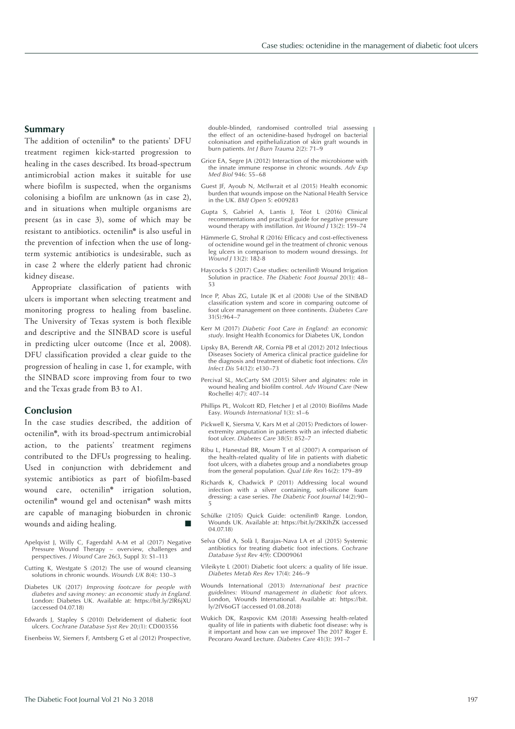## Summary

The addition of octenilin® to the patients' DFU treatment regimen kick-started progression to healing in the cases described. Its broad-spectrum antimicrobial action makes it suitable for use where biofilm is suspected, when the organisms colonising a biofilm are unknown (as in case 2), and in situations when multiple organisms are present (as in case 3), some of which may be resistant to antibiotics. octenilin® is also useful in the prevention of infection when the use of long-term systemic antibiotics is undesirable, such as in case 2 where the elderly patient had chronic kidney disease.

Appropriate classification of patients with ulcers is important when selecting treatment and monitoring progress to healing from baseline. The University of Texas system is both flexible and descriptive and the SINBAD score is useful in predicting ulcer outcome (Ince et al, 2008). DFU classification provided a clear guide to the progression of healing in case 1, for example, with the SINBAD score improving from four to two and the Texas grade from B3 to A1.

## Conclusion

In the case studies described, the addition of octenilin®, with its broad-spectrum antimicrobial action, to the patients' treatment regimens contributed to the DFUs progressing to healing. Used in conjunction with debridement and systemic antibiotics as part of biofilm-based wound care, octenilin® irrigation solution, octenilin® wound gel and octenisan® wash mitts are capable of managing bioburden in chronic wounds and aiding healing. ■

Apelqvist J, Willy C, Fagerdahl A-M et al (2017) Negative Pressure Wound Therapy – overview, challenges and perspectives. *J Wound Care* 26(3, Suppl 3): S1–113

Cutting K, Westgate S (2012) The use of wound cleansing solutions in chronic wounds. *Wounds UK* 8(4): 130–3

Diabetes UK (2017) *Improving footcare for people with diabetes and saving money: an economic study in England.* London: Diabetes UK. Available at: https://bit.ly/2lR6jXU (accessed 04.07.18)

Edwards J, Stapley S (2010) Debridement of diabetic foot ulcers. *Cochrane Database Syst Rev* 20;(1): CD003556

Eisenbeiss W, Siemers F, Amtsberg G et al (2012) Prospective, double-blinded, randomised controlled trial assessing the effect of an octenidine-based hydrogel on bacterial colonisation and epithelialization of skin graft wounds in burn patients. *Int J Burn Trauma* 2(2): 71–9

Grice EA, Segre JA (2012) Interaction of the microbiome with the innate immune response in chronic wounds. *Adv Exp Med Biol* 946: 55–68

Guest JF, Ayoub N, McIlwrait et al (2015) Health economic burden that wounds impose on the National Health Service in the UK. *BMJ Open* 5: e009283

Gupta S, Gabriel A, Lantis J, Téot L (2016) Clinical recommentations and practical guide for negative pressure wound therapy with instillation. *Int Wound J* 13(2): 159–74

Hämmerle G, Strohal R (2016) Efficacy and cost-effectiveness of octenidine wound gel in the treatment of chronic venous leg ulcers in comparison to modern wound dressings. *Int Wound J* 13(2): 182-8

Haycocks S (2017) Case studies: octenilin® Wound Irrigation Solution in practice. *The Diabetic Foot Journal* 20(1): 48–53

Ince P, Abas ZG, Lutale JK et al (2008) Use of the SINBAD classification system and score in comparing outcome of foot ulcer management on three continents. *Diabetes Care* 31(5):964–7

Kerr M (2017) *Diabetic Foot Care in England: an economic study.* Insight Health Economics for Diabetes UK, London

Lipsky BA, Berendt AR, Cornia PB et al (2012) 2012 Infectious Diseases Society of America clinical practice guideline for the diagnosis and treatment of diabetic foot infections. *Clin Infect Dis* 54(12): e130–73

Percival SL, McCarty SM (2015) Silver and alginates: role in wound healing and biofilm control. *Adv Wound Care* (New Rochelle) 4(7): 407–14

Phillips PL, Wolcott RD, Fletcher J et al (2010) Biofilms Made Easy. *Wounds International* 1(3): s1–6

Pickwell K, Siersma V, Kars M et al (2015) Predictors of lower-extremity amputation in patients with an infected diabetic foot ulcer. *Diabetes Care* 38(5): 852–7

Ribu L, Hanestad BR, Moum T et al (2007) A comparison of the health-related quality of life in patients with diabetic foot ulcers, with a diabetes group and a nondiabetes group from the general population. *Qual Life Res* 16(2): 179–89

Richards K, Chadwick P (2011) Addressing local wound infection with a silver containing, soft-silicone foam dressing: a case series. *The Diabetic Foot Journal* 14(2):90–5

Schülke (2105) Quick Guide: octenilin® Range. London, Wounds UK. Available at: https://bit.ly/2KKIhZK (accessed 04.07.18)

Selva Olid A, Solà I, Barajas-Nava LA et al (2015) Systemic antibiotics for treating diabetic foot infections. *Cochrane Database Syst Rev* 4(9): CD009061

Vileikyte L (2001) Diabetic foot ulcers: a quality of life issue. *Diabetes Metab Res Rev* 17(4): 246–9

Wounds International (2013) *International best practice guidelines: Wound management in diabetic foot ulcers.* London, Wounds International. Available at: https://bit.ly/2fV6oGT (accessed 01.08.2018)

Wukich DK, Raspovic KM (2018) Assessing health-related quality of life in patients with diabetic foot disease: why is it important and how can we improve? The 2017 Roger E. Pecoraro Award Lecture. *Diabetes Care* 41(3): 391–7